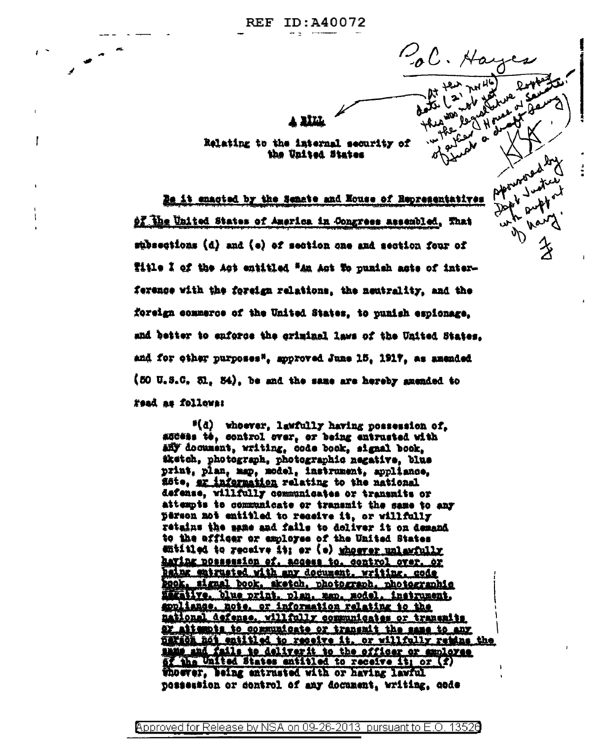REF ID:A40072

Col. Hayes

At this date (21 Nov 46) this was not yet in the legislative hopper in the House or Senate of either House or Senate. It is a draft being offered by Dept Justice w/h support of Navy.

Approved by Dept Justice wh support of Navy.

# A BILL

Relating to the internal security of the United States

Be it enacted by the Senate and House of Representatives of the United States of America in Congress assembled, That subsections (d) and (e) of section one and section four of Title I of the Act entitled "An Act To punish acts of interference with the foreign relations, the neutrality, and the foreign commerce of the United States, to punish espionage, and better to enforce the criminal laws of the United States, and for other purposes", approved June 15, 1917, as amended (50 U.S.C. 31, 34), be and the same are hereby amended to read as follows:

"(d) whoever, lawfully having possession of, access to, control over, or being entrusted with any document, writing, code book, signal book, sketch, photograph, photographic negative, blue print, plan, map, model, instrument, appliance, note, or information relating to the national defense, willfully communicates or transmits or attempts to communicate or transmit the same to any person not entitled to receive it, or willfully retains the same and fails to deliver it on demand to the officer or employee of the United States entitled to receive it; or (e) whoever unlawfully having possession of, access to, control over, or being entrusted with any document, writing, code book, signal book, sketch, photograph, photographic negative, blue print, plan, map, model, instrument, appliance, note, or information relating to the national defense, willfully communicates or transmits or attempts to communicate or transmit the same to any person not entitled to receive it, or willfully retains the same and fails to deliver it to the officer or employee of the United States entitled to receive it; or (f) whoever, being entrusted with or having lawful possession or control of any document, writing, code

Approved for Release by NSA on 09-26-2013 pursuant to E.O. 13526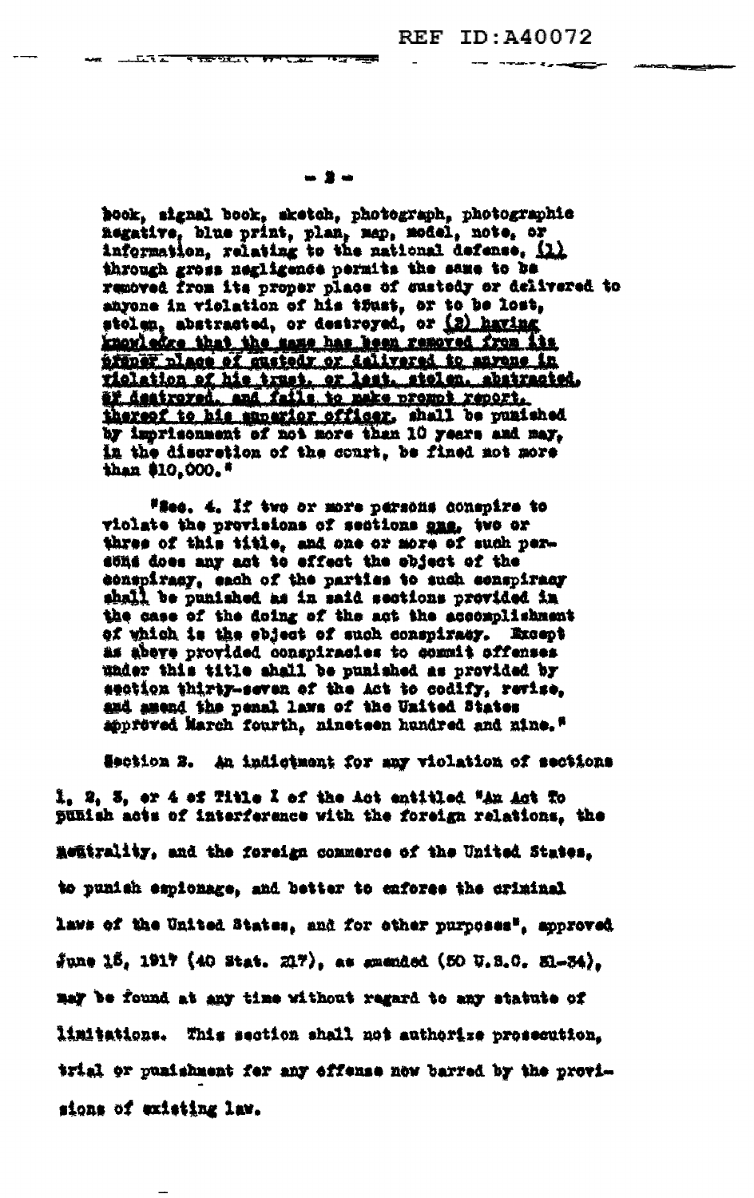book, signal book, sketch, photograph, photographic negative, blue print, plan, map, model, note, or information, relating to the national defense, (1) through gross negligence permits the same to be removed from its proper place of custody or delivered to anyone in violation of his trust, or to be lost, stolen, abstracted, or destroyed, or (2) having knowledge that the same has been removed from its proper place of custody or delivered to anyone in violation of his trust, or lost, stolen, abstracted, or destroyed, and fails to make prompt report thereof to his superior officer, shall be punished by imprisonment of not more than 10 years and may, in the discretion of the court, be fined not more than $10,000."

"Sec. 4. If two or more persons conspire to violate the provisions of sections one, two or three of this title, and one or more of such persons does any act to effect the object of the conspiracy, each of the parties to such conspiracy shall be punished as in said sections provided in the case of the doing of the act the accomplishment of which is the object of such conspiracy. Except as above provided conspiracies to commit offenses under this title shall be punished as provided by section thirty-seven of the Act to codify, revise, and amend the penal laws of the United States approved March fourth, nineteen hundred and nine."

Section 3. An indictment for any violation of sections 1, 2, 3, or 4 of Title I of the Act entitled "An Act To punish acts of interference with the foreign relations, the neutrality, and the foreign commerce of the United States, to punish espionage, and better to enforce the criminal laws of the United States, and for other purposes", approved June 15, 1917 (40 Stat. 217), as amended (50 U.S.C. 31-34), may be found at any time without regard to any statute of limitations. This section shall not authorize prosecution, trial or punishment for any offense now barred by the provisions of existing law.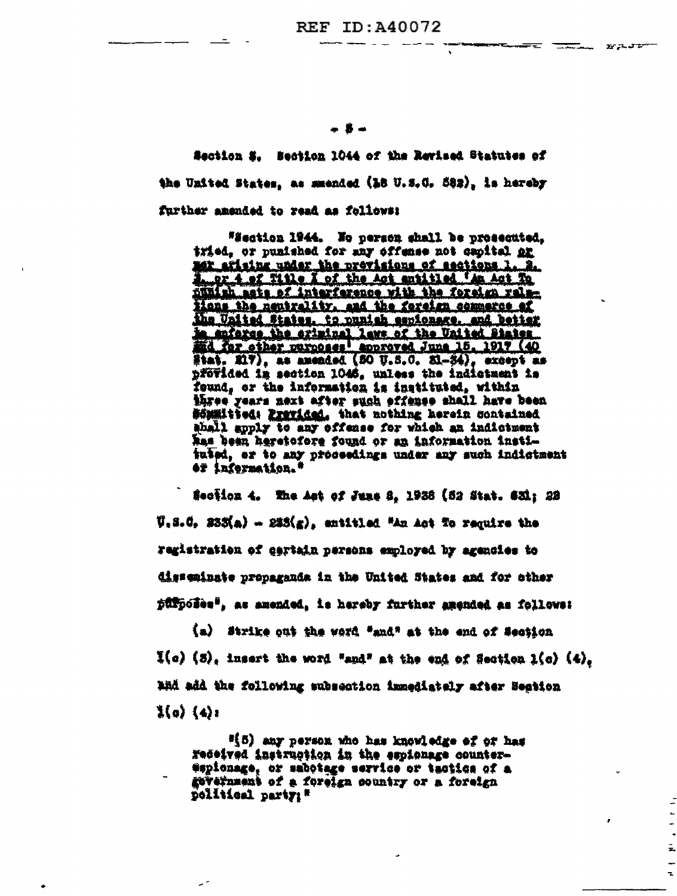Section 3. Section 1044 of the Revised Statutes of the United States, as amended (18 U.S.C. 582), is hereby further amended to read as follows:

> "Section 1044. No person shall be prosecuted, tried, or punished for any offense not capital or not arising under the provisions of sections 1, 2, 3, or 4 of Title I of the Act entitled 'An Act To punish acts of interference with the foreign relations the neutrality, and the foreign commerce of the United States, to punish espionage, and better to enforce the criminal laws of the United States and for other purposes' approved June 15, 1917 (40 Stat. 217), as amended (50 U.S.C. 31-34), except as provided in section 1046, unless the indictment is found, or the information is instituted, within three years next after such offense shall have been committed: Provided, that nothing herein contained shall apply to any offense for which an indictment has been heretofore found or an information instituted, or to any proceedings under any such indictment or information."

Section 4. The Act of June 8, 1938 (52 Stat. 631; 22 U.S.C. 233(a) - 233(g), entitled "An Act To require the registration of certain persons employed by agencies to disseminate propaganda in the United States and for other purposes", as amended, is hereby further amended as follows:

(a) Strike out the word "and" at the end of Section 1(c) (3), insert the word "and" at the end of Section 1(c) (4), and add the following subsection immediately after Section 1(c) (4):

> "(5) any person who has knowledge of or has received instruction in the espionage counter-espionage, or sabotage service or tactics of a government of a foreign country or a foreign political party;"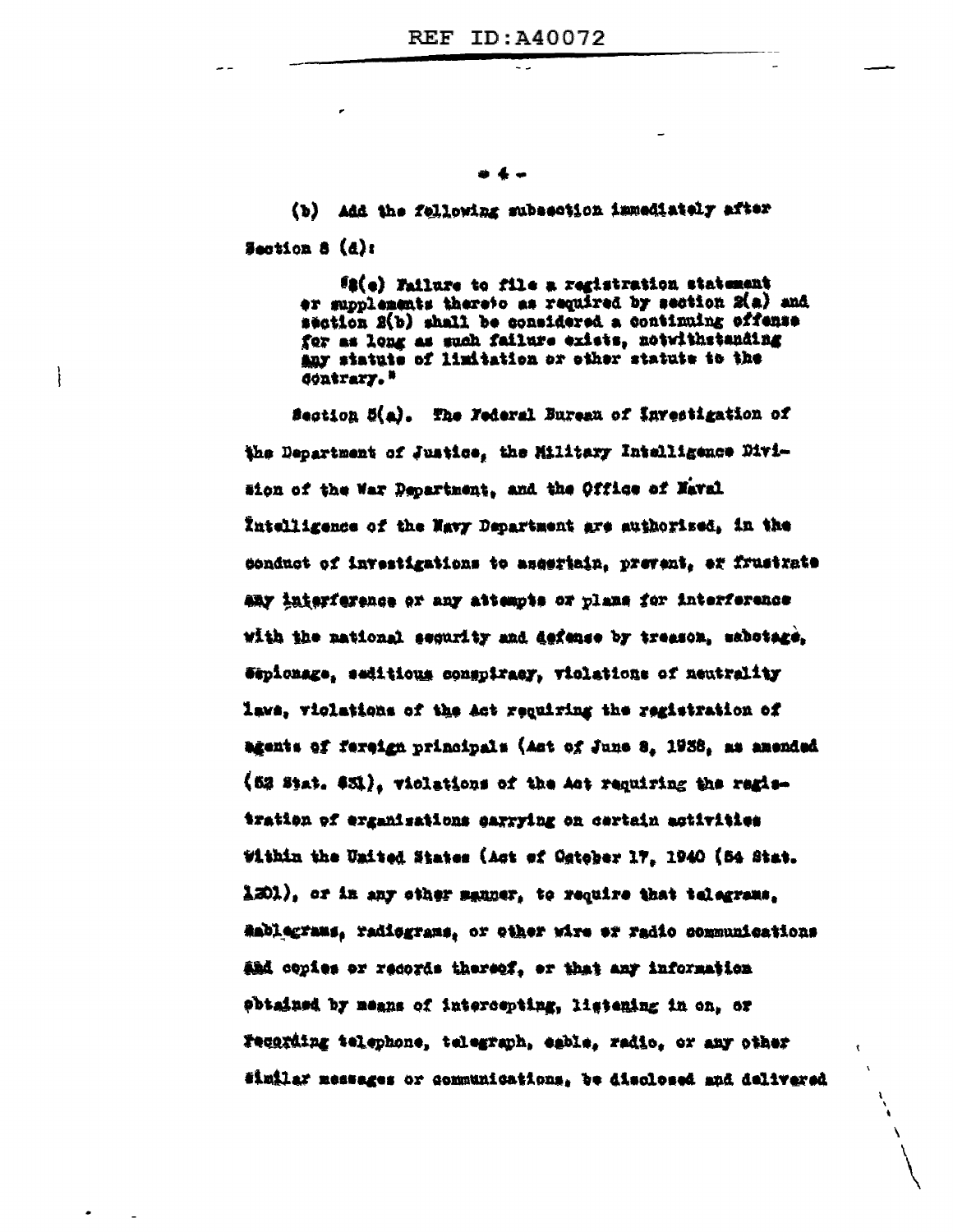(b) Add the following subsection immediately after Section 8 (d):

> "8(e) Failure to file a registration statement or supplements thereto as required by section 2(a) and section 2(b) shall be considered a continuing offense for as long as such failure exists, notwithstanding any statute of limitation or other statute to the contrary."

Section 5(a). The Federal Bureau of Investigation of the Department of Justice, the Military Intelligence Division of the War Department, and the Office of Naval Intelligence of the Navy Department are authorized, in the conduct of investigations to ascertain, prevent, or frustrate any interference or any attempts or plans for interference with the national security and defense by treason, sabotage, espionage, seditious conspiracy, violations of neutrality laws, violations of the Act requiring the registration of agents of foreign principals (Act of June 8, 1938, as amended (52 Stat. 631), violations of the Act requiring the registration of organizations carrying on certain activities within the United States (Act of October 17, 1940 (54 Stat. 1201), or in any other manner, to require that telegrams, cablegrams, radiograms, or other wire or radio communications and copies or records thereof, or that any information obtained by means of intercepting, listening in on, or recording telephone, telegraph, cable, radio, or any other similar messages or communications, be disclosed and delivered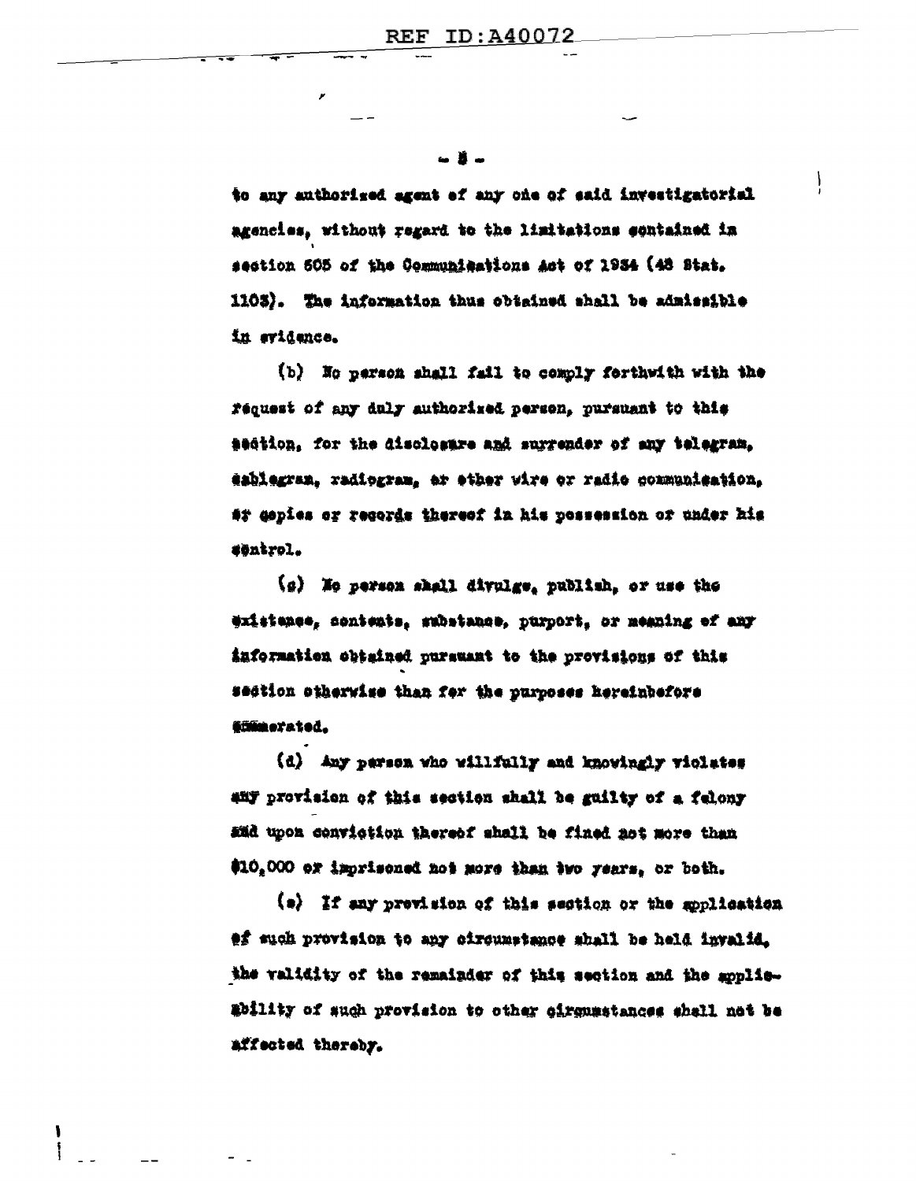to any authorized agent of any one of said investigatorial agencies, without regard to the limitations contained in section 605 of the Communications Act of 1934 (48 Stat. 1103). The information thus obtained shall be admissible in evidence.

(b) No person shall fail to comply forthwith with the request of any duly authorized person, pursuant to this section, for the disclosure and surrender of any telegram, cablegram, radiogram, or other wire or radio communication, or copies or records thereof in his possession or under his control.

(c) No person shall divulge, publish, or use the existence, contents, substance, purport, or meaning of any information obtained pursuant to the provisions of this section otherwise than for the purposes hereinbefore enumerated.

(d) Any person who willfully and knowingly violates any provision of this section shall be guilty of a felony and upon conviction thereof shall be fined not more than $10,000 or imprisoned not more than two years, or both.

(e) If any provision of this section or the application of such provision to any circumstance shall be held invalid, the validity of the remainder of this section and the applicability of such provision to other circumstances shall not be affected thereby.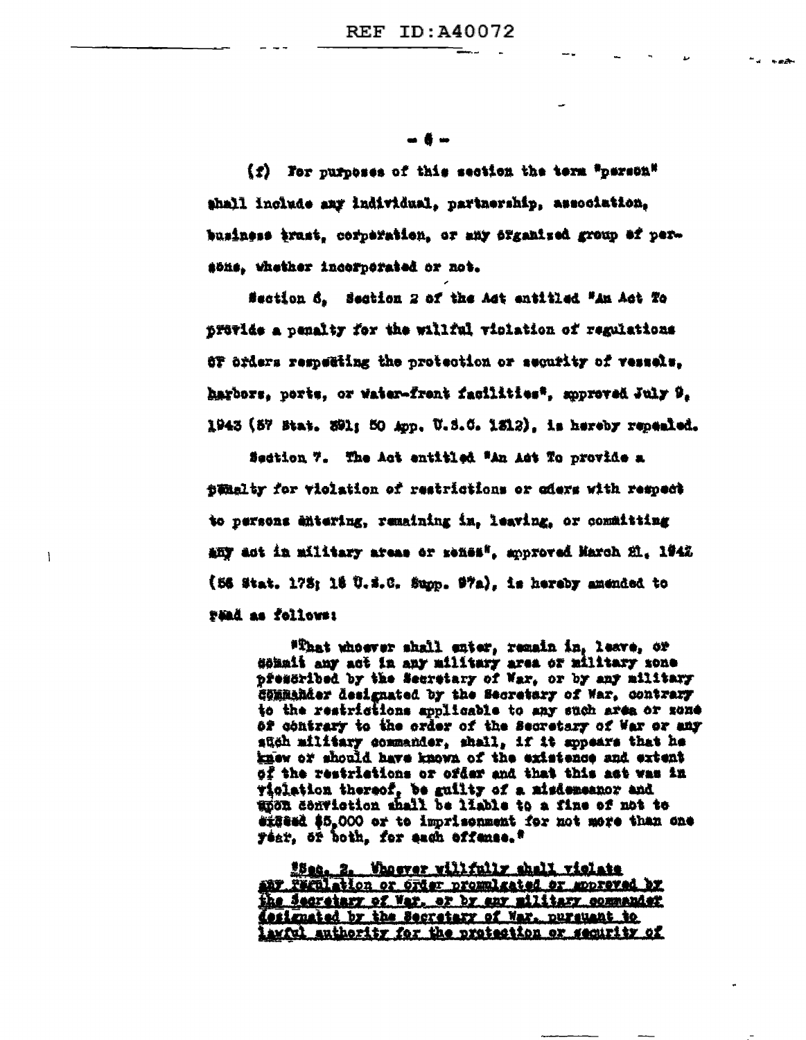(f) For purposes of this section the term "person" shall include any individual, partnership, association, business trust, corporation, or any organized group of persons, whether incorporated or not.

Section 6. Section 2 of the Act entitled "An Act To provide a penalty for the willful violation of regulations or orders respecting the protection or security of vessels, harbors, ports, or water-front facilities", approved July 9, 1943 (57 Stat. 391; 50 App. U.S.C. 1212), is hereby repealed.

Section 7. The Act entitled "An Act To provide a penalty for violation of restrictions or orders with respect to persons entering, remaining in, leaving, or committing any act in military areas or zones", approved March 21, 1942 (56 Stat. 173; 18 U.S.C. Supp. 97a), is hereby amended to read as follows:

> "That whoever shall enter, remain in, leave, or commit any act in any military area or military zone prescribed by the Secretary of War, or by any military commander designated by the Secretary of War, contrary to the restrictions applicable to any such area or zone or contrary to the order of the Secretary of War or any such military commander, shall, if it appears that he knew or should have known of the existence and extent of the restrictions or order and that this act was in violation thereof, be guilty of a misdemeanor and upon conviction shall be liable to a fine of not to exceed $5,000 or to imprisonment for not more than one year, or both, for each offense."
>
> "<u>Sec. 2. Whoever willfully shall violate any regulation or order promulgated or approved by the Secretary of War, or by any military commander designated by the Secretary of War, pursuant to lawful authority for the protection or security of</u>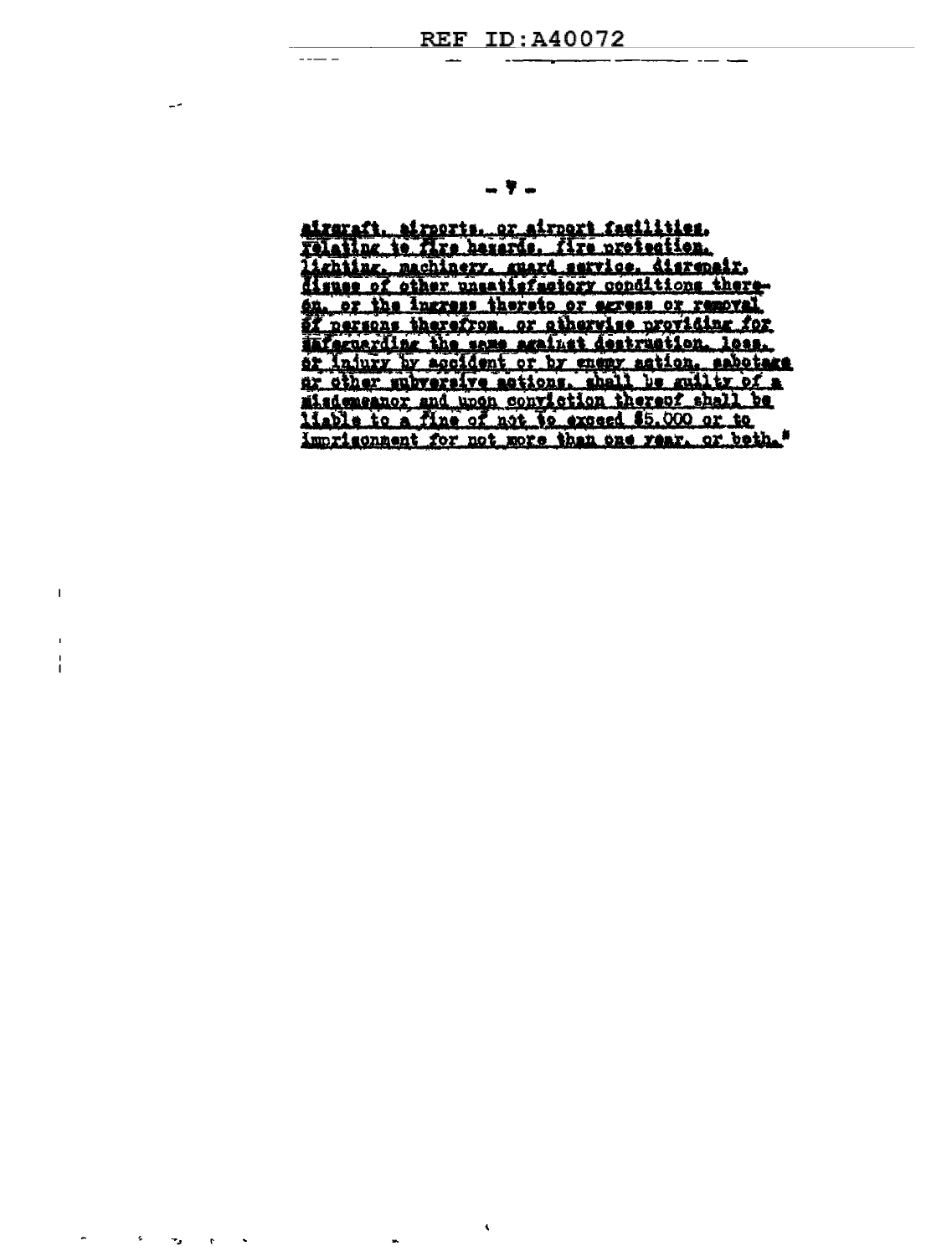aircraft, airports, or airport facilities, relating to fire hazards, fire protection, lighting, machinery, guard service, disrepair, disuse of other unsatisfactory conditions thereon, or the ingress thereto or egress or removal of persons therefrom, or otherwise providing for safeguarding the same against destruction, loss, or injury by accident or by enemy action, sabotage or other subversive actions, shall be guilty of a misdemeanor and upon conviction thereof shall be liable to a fine of not to exceed $5,000 or to imprisonment for not more than one year, or both."